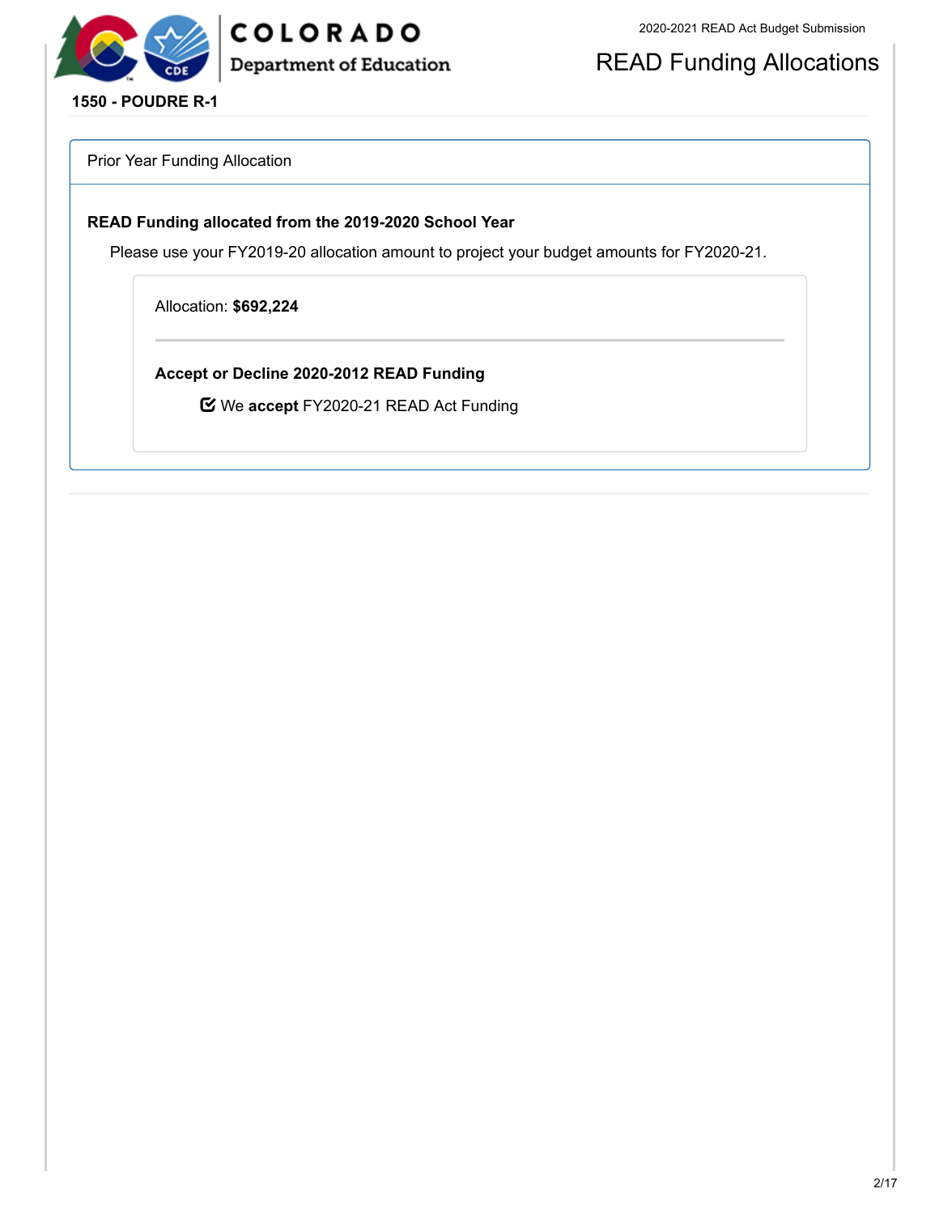# READ Funding Allocations

**1550 - POUDRE R-1**

## Prior Year Funding Allocation

### READ Funding allocated from the 2019-2020 School Year

Please use your FY2019-20 allocation amount to project your budget amounts for FY2020-21.

Allocation: **$692,224**

---

**Accept or Decline 2020-2012 READ Funding**

☑ We **accept** FY2020-21 READ Act Funding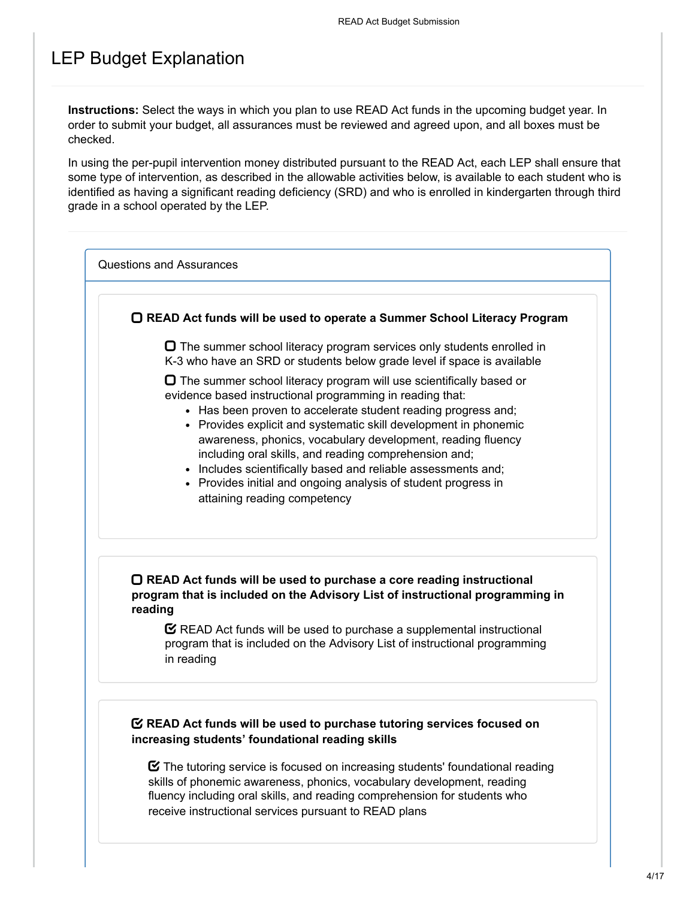# LEP Budget Explanation

**Instructions:** Select the ways in which you plan to use READ Act funds in the upcoming budget year. In order to submit your budget, all assurances must be reviewed and agreed upon, and all boxes must be checked.

In using the per-pupil intervention money distributed pursuant to the READ Act, each LEP shall ensure that some type of intervention, as described in the allowable activities below, is available to each student who is identified as having a significant reading deficiency (SRD) and who is enrolled in kindergarten through third grade in a school operated by the LEP.

## Questions and Assurances

☐ **READ Act funds will be used to operate a Summer School Literacy Program**

☐ The summer school literacy program services only students enrolled in K-3 who have an SRD or students below grade level if space is available

☐ The summer school literacy program will use scientifically based or evidence based instructional programming in reading that:

- Has been proven to accelerate student reading progress and;
- Provides explicit and systematic skill development in phonemic awareness, phonics, vocabulary development, reading fluency including oral skills, and reading comprehension and;
- Includes scientifically based and reliable assessments and;
- Provides initial and ongoing analysis of student progress in attaining reading competency

☐ **READ Act funds will be used to purchase a core reading instructional program that is included on the Advisory List of instructional programming in reading**

☑ READ Act funds will be used to purchase a supplemental instructional program that is included on the Advisory List of instructional programming in reading

☑ **READ Act funds will be used to purchase tutoring services focused on increasing students' foundational reading skills**

☑ The tutoring service is focused on increasing students' foundational reading skills of phonemic awareness, phonics, vocabulary development, reading fluency including oral skills, and reading comprehension for students who receive instructional services pursuant to READ plans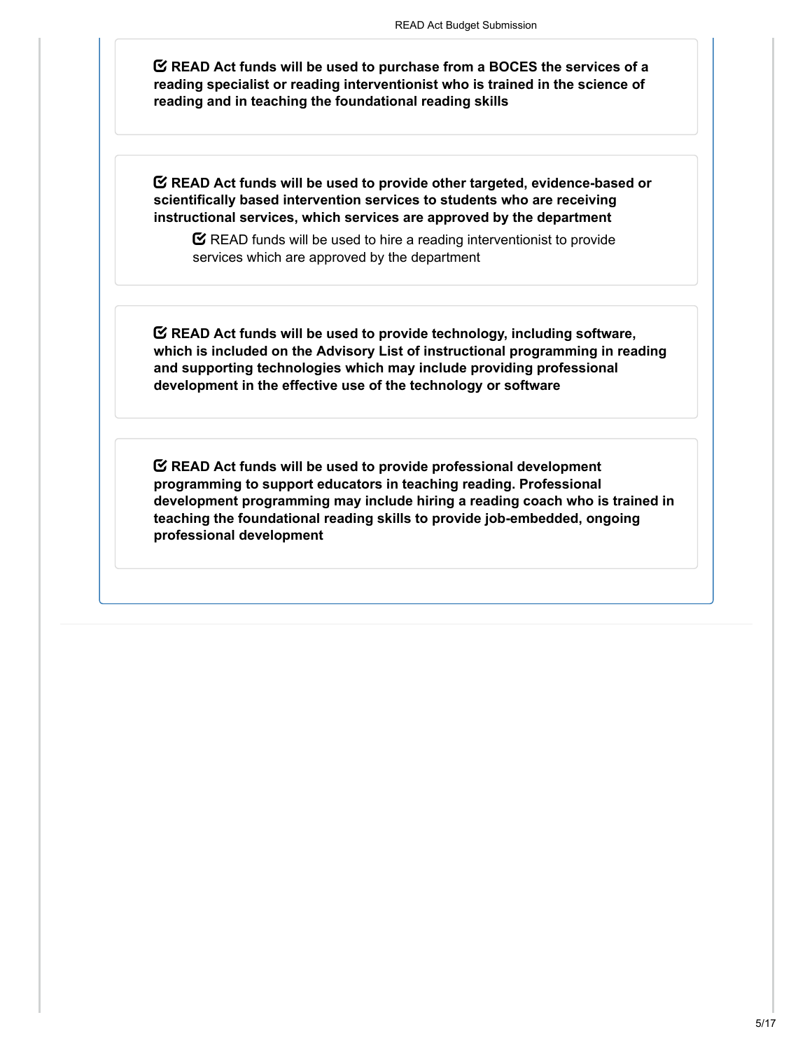☑ **READ Act funds will be used to purchase from a BOCES the services of a reading specialist or reading interventionist who is trained in the science of reading and in teaching the foundational reading skills**

☑ **READ Act funds will be used to provide other targeted, evidence-based or scientifically based intervention services to students who are receiving instructional services, which services are approved by the department**

- ☑ READ funds will be used to hire a reading interventionist to provide services which are approved by the department

☑ **READ Act funds will be used to provide technology, including software, which is included on the Advisory List of instructional programming in reading and supporting technologies which may include providing professional development in the effective use of the technology or software**

☑ **READ Act funds will be used to provide professional development programming to support educators in teaching reading. Professional development programming may include hiring a reading coach who is trained in teaching the foundational reading skills to provide job-embedded, ongoing professional development**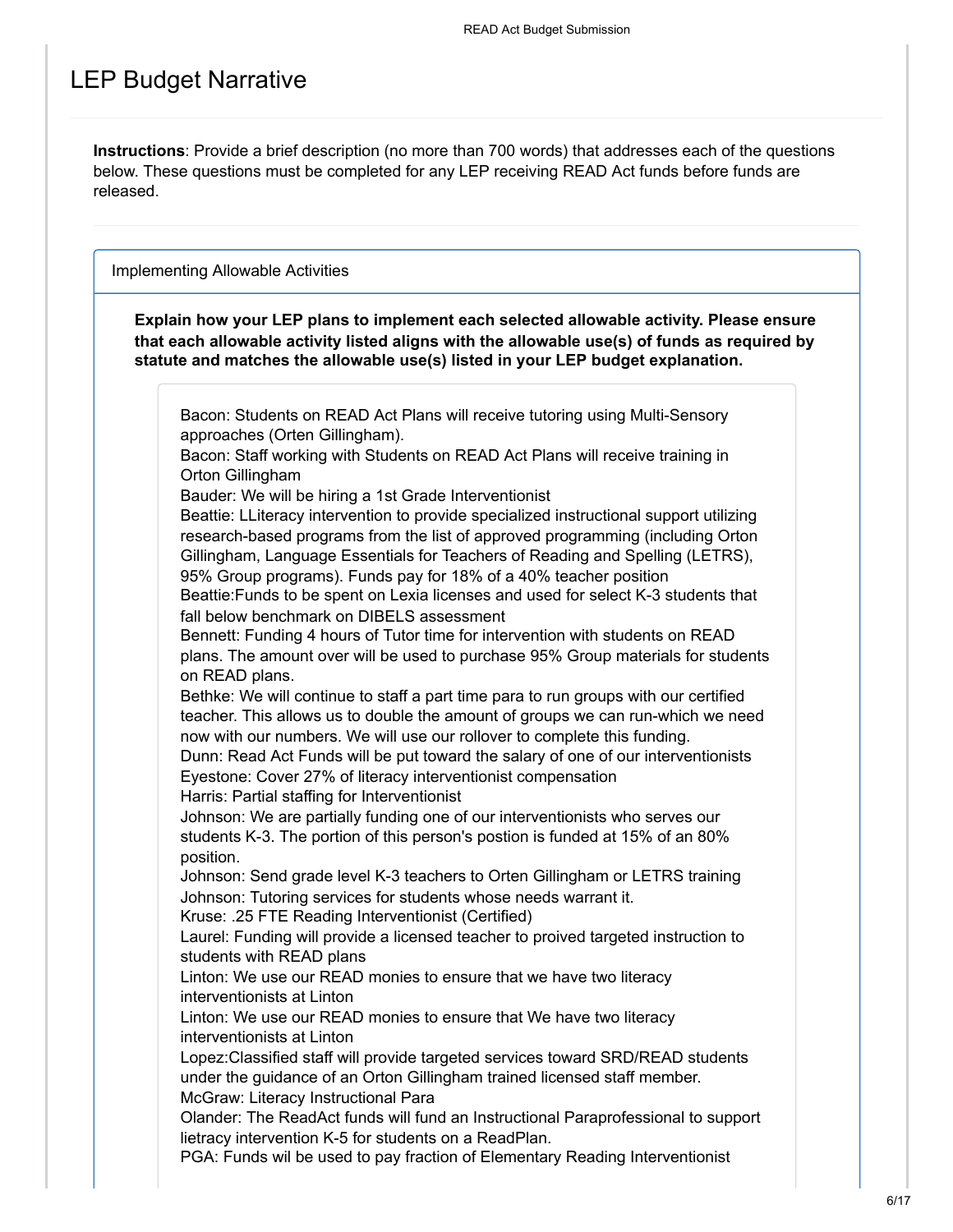# LEP Budget Narrative

**Instructions**: Provide a brief description (no more than 700 words) that addresses each of the questions below. These questions must be completed for any LEP receiving READ Act funds before funds are released.

Implementing Allowable Activities

**Explain how your LEP plans to implement each selected allowable activity. Please ensure that each allowable activity listed aligns with the allowable use(s) of funds as required by statute and matches the allowable use(s) listed in your LEP budget explanation.**

Bacon: Students on READ Act Plans will receive tutoring using Multi-Sensory approaches (Orten Gillingham).
Bacon: Staff working with Students on READ Act Plans will receive training in Orton Gillingham
Bauder: We will be hiring a 1st Grade Interventionist
Beattie: LLiteracy intervention to provide specialized instructional support utilizing research-based programs from the list of approved programming (including Orton Gillingham, Language Essentials for Teachers of Reading and Spelling (LETRS), 95% Group programs). Funds pay for 18% of a 40% teacher position
Beattie:Funds to be spent on Lexia licenses and used for select K-3 students that fall below benchmark on DIBELS assessment
Bennett: Funding 4 hours of Tutor time for intervention with students on READ plans. The amount over will be used to purchase 95% Group materials for students on READ plans.
Bethke: We will continue to staff a part time para to run groups with our certified teacher. This allows us to double the amount of groups we can run-which we need now with our numbers. We will use our rollover to complete this funding.
Dunn: Read Act Funds will be put toward the salary of one of our interventionists
Eyestone: Cover 27% of literacy interventionist compensation
Harris: Partial staffing for Interventionist
Johnson: We are partially funding one of our interventionists who serves our students K-3. The portion of this person's postion is funded at 15% of an 80% position.
Johnson: Send grade level K-3 teachers to Orten Gillingham or LETRS training
Johnson: Tutoring services for students whose needs warrant it.
Kruse: .25 FTE Reading Interventionist (Certified)
Laurel: Funding will provide a licensed teacher to proived targeted instruction to students with READ plans
Linton: We use our READ monies to ensure that we have two literacy interventionists at Linton
Linton: We use our READ monies to ensure that We have two literacy interventionists at Linton
Lopez:Classified staff will provide targeted services toward SRD/READ students under the guidance of an Orton Gillingham trained licensed staff member.
McGraw: Literacy Instructional Para
Olander: The ReadAct funds will fund an Instructional Paraprofessional to support lietracy intervention K-5 for students on a ReadPlan.
PGA: Funds wil be used to pay fraction of Elementary Reading Interventionist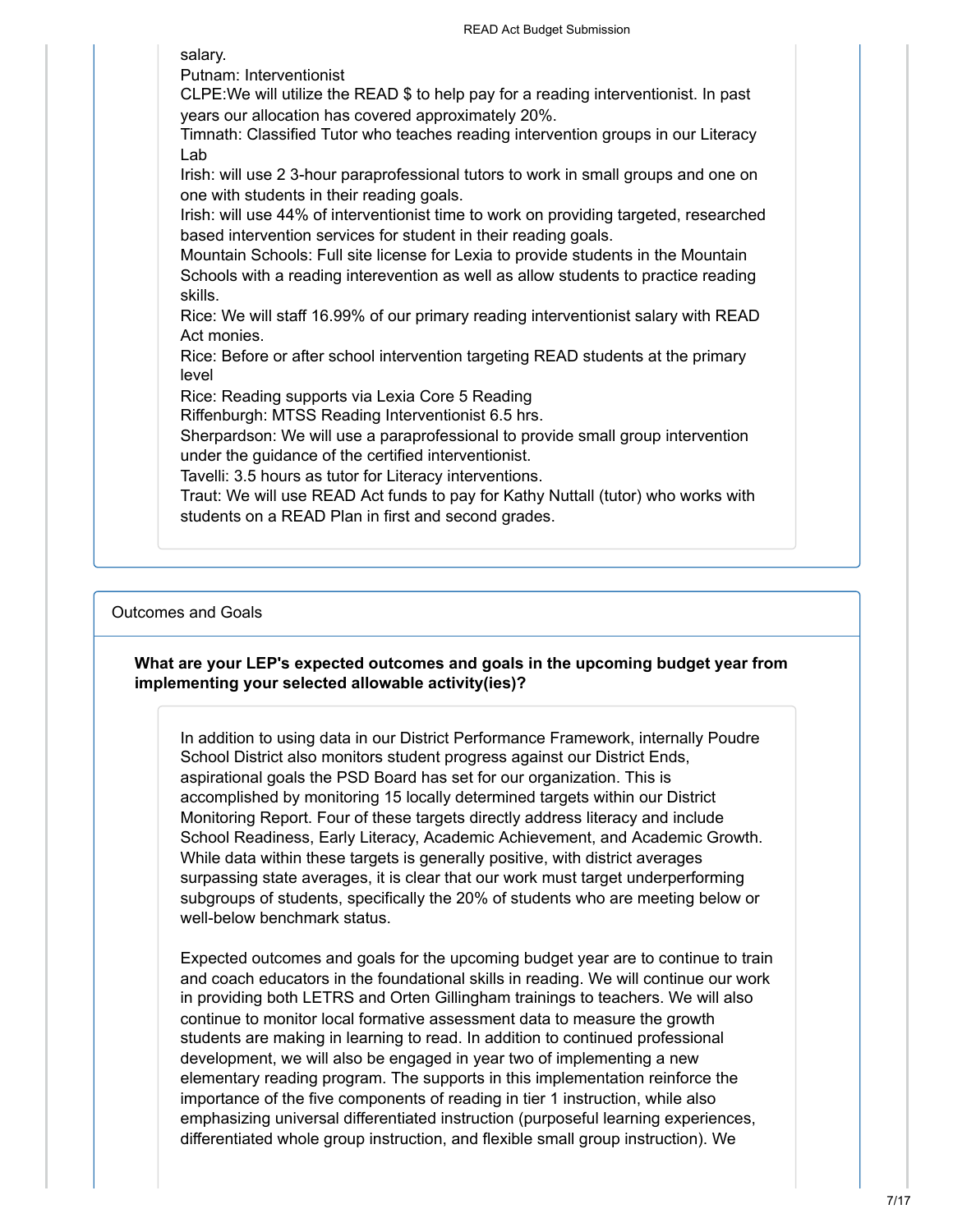salary.
Putnam: Interventionist
CLPE:We will utilize the READ $ to help pay for a reading interventionist. In past years our allocation has covered approximately 20%.
Timnath: Classified Tutor who teaches reading intervention groups in our Literacy Lab
Irish: will use 2 3-hour paraprofessional tutors to work in small groups and one on one with students in their reading goals.
Irish: will use 44% of interventionist time to work on providing targeted, researched based intervention services for student in their reading goals.
Mountain Schools: Full site license for Lexia to provide students in the Mountain Schools with a reading interevention as well as allow students to practice reading skills.
Rice: We will staff 16.99% of our primary reading interventionist salary with READ Act monies.
Rice: Before or after school intervention targeting READ students at the primary level
Rice: Reading supports via Lexia Core 5 Reading
Riffenburgh: MTSS Reading Interventionist 6.5 hrs.
Sherpardson: We will use a paraprofessional to provide small group intervention under the guidance of the certified interventionist.
Tavelli: 3.5 hours as tutor for Literacy interventions.
Traut: We will use READ Act funds to pay for Kathy Nuttall (tutor) who works with students on a READ Plan in first and second grades.

## Outcomes and Goals

**What are your LEP's expected outcomes and goals in the upcoming budget year from implementing your selected allowable activity(ies)?**

In addition to using data in our District Performance Framework, internally Poudre School District also monitors student progress against our District Ends, aspirational goals the PSD Board has set for our organization. This is accomplished by monitoring 15 locally determined targets within our District Monitoring Report. Four of these targets directly address literacy and include School Readiness, Early Literacy, Academic Achievement, and Academic Growth. While data within these targets is generally positive, with district averages surpassing state averages, it is clear that our work must target underperforming subgroups of students, specifically the 20% of students who are meeting below or well-below benchmark status.

Expected outcomes and goals for the upcoming budget year are to continue to train and coach educators in the foundational skills in reading. We will continue our work in providing both LETRS and Orten Gillingham trainings to teachers. We will also continue to monitor local formative assessment data to measure the growth students are making in learning to read. In addition to continued professional development, we will also be engaged in year two of implementing a new elementary reading program. The supports in this implementation reinforce the importance of the five components of reading in tier 1 instruction, while also emphasizing universal differentiated instruction (purposeful learning experiences, differentiated whole group instruction, and flexible small group instruction). We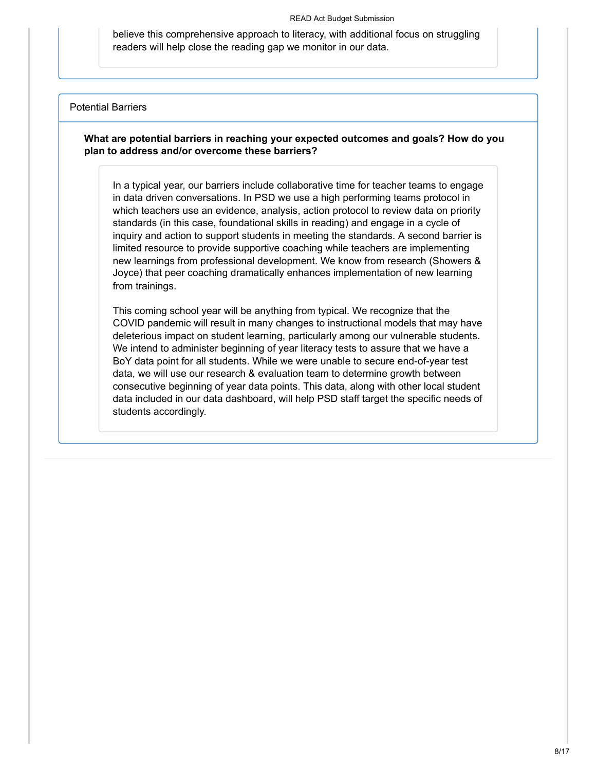believe this comprehensive approach to literacy, with additional focus on struggling readers will help close the reading gap we monitor in our data.

## Potential Barriers

**What are potential barriers in reaching your expected outcomes and goals? How do you plan to address and/or overcome these barriers?**

In a typical year, our barriers include collaborative time for teacher teams to engage in data driven conversations. In PSD we use a high performing teams protocol in which teachers use an evidence, analysis, action protocol to review data on priority standards (in this case, foundational skills in reading) and engage in a cycle of inquiry and action to support students in meeting the standards. A second barrier is limited resource to provide supportive coaching while teachers are implementing new learnings from professional development. We know from research (Showers & Joyce) that peer coaching dramatically enhances implementation of new learning from trainings.

This coming school year will be anything from typical. We recognize that the COVID pandemic will result in many changes to instructional models that may have deleterious impact on student learning, particularly among our vulnerable students. We intend to administer beginning of year literacy tests to assure that we have a BoY data point for all students. While we were unable to secure end-of-year test data, we will use our research & evaluation team to determine growth between consecutive beginning of year data points. This data, along with other local student data included in our data dashboard, will help PSD staff target the specific needs of students accordingly.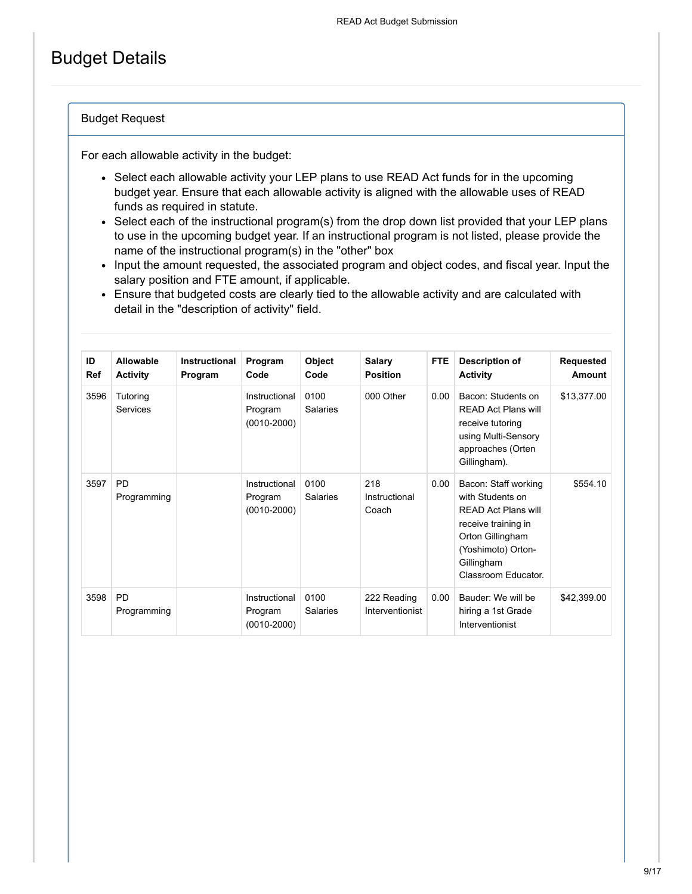# Budget Details

## Budget Request

For each allowable activity in the budget:

- Select each allowable activity your LEP plans to use READ Act funds for in the upcoming budget year. Ensure that each allowable activity is aligned with the allowable uses of READ funds as required in statute.
- Select each of the instructional program(s) from the drop down list provided that your LEP plans to use in the upcoming budget year. If an instructional program is not listed, please provide the name of the instructional program(s) in the "other" box
- Input the amount requested, the associated program and object codes, and fiscal year. Input the salary position and FTE amount, if applicable.
- Ensure that budgeted costs are clearly tied to the allowable activity and are calculated with detail in the "description of activity" field.

| ID Ref | Allowable Activity | Instructional Program | Program Code | Object Code | Salary Position | FTE | Description of Activity | Requested Amount |
|---|---|---|---|---|---|---|---|---|
| 3596 | Tutoring Services | | Instructional Program (0010-2000) | 0100 Salaries | 000 Other | 0.00 | Bacon: Students on READ Act Plans will receive tutoring using Multi-Sensory approaches (Orten Gillingham). | $13,377.00 |
| 3597 | PD Programming | | Instructional Program (0010-2000) | 0100 Salaries | 218 Instructional Coach | 0.00 | Bacon: Staff working with Students on READ Act Plans will receive training in Orton Gillingham (Yoshimoto) Orton-Gillingham Classroom Educator. | $554.10 |
| 3598 | PD Programming | | Instructional Program (0010-2000) | 0100 Salaries | 222 Reading Interventionist | 0.00 | Bauder: We will be hiring a 1st Grade Interventionist | $42,399.00 |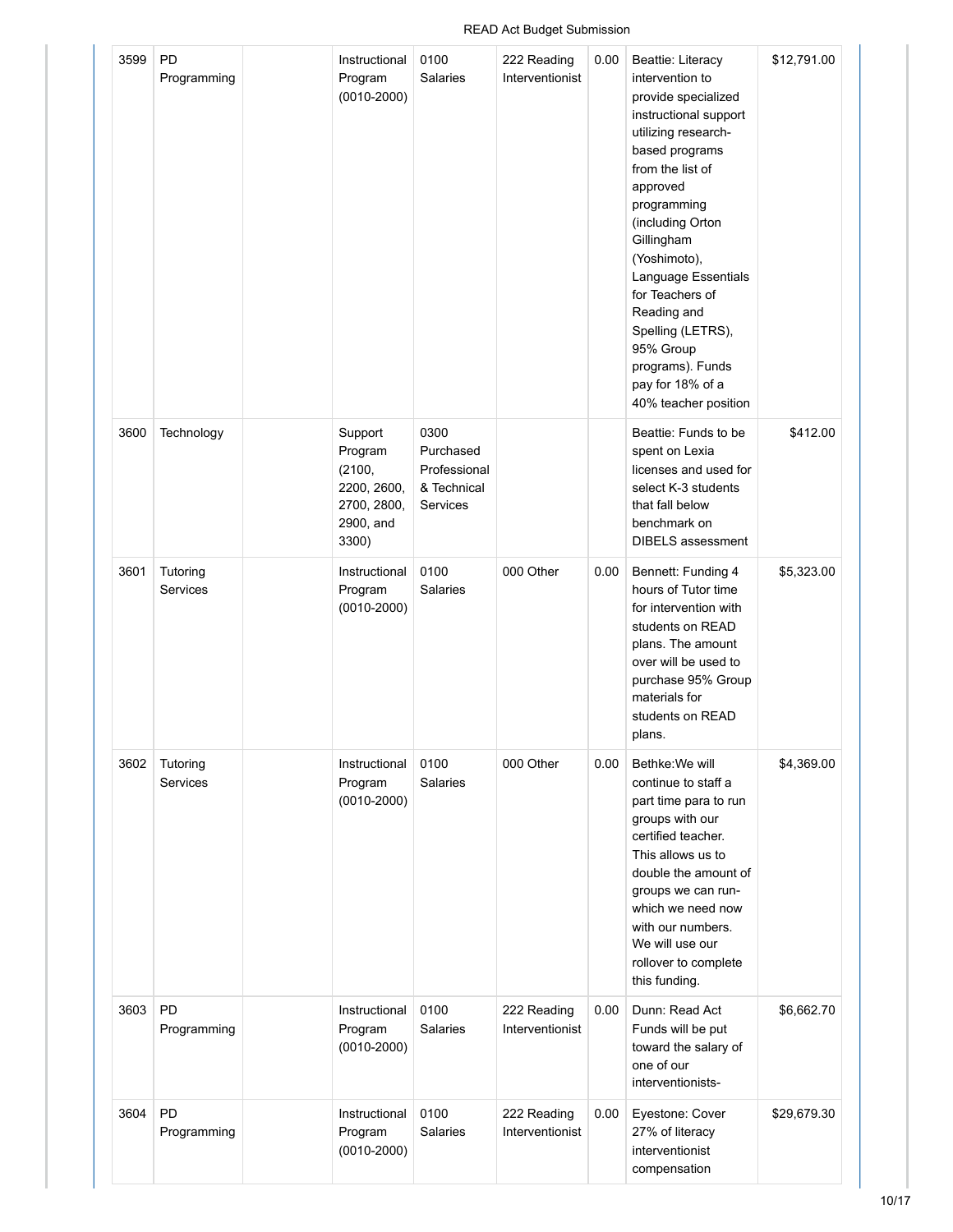| 3599 | PD Programming | | Instructional Program (0010-2000) | 0100 Salaries | 222 Reading Interventionist | 0.00 | Beattie: Literacy intervention to provide specialized instructional support utilizing research-based programs from the list of approved programming (including Orton Gillingham (Yoshimoto), Language Essentials for Teachers of Reading and Spelling (LETRS), 95% Group programs). Funds pay for 18% of a 40% teacher position | $12,791.00 |
|---|---|---|---|---|---|---|---|---|
| 3600 | Technology | | Support Program (2100, 2200, 2600, 2700, 2800, 2900, and 3300) | 0300 Purchased Professional & Technical Services | | | Beattie: Funds to be spent on Lexia licenses and used for select K-3 students that fall below benchmark on DIBELS assessment | $412.00 |
| 3601 | Tutoring Services | | Instructional Program (0010-2000) | 0100 Salaries | 000 Other | 0.00 | Bennett: Funding 4 hours of Tutor time for intervention with students on READ plans. The amount over will be used to purchase 95% Group materials for students on READ plans. | $5,323.00 |
| 3602 | Tutoring Services | | Instructional Program (0010-2000) | 0100 Salaries | 000 Other | 0.00 | Bethke:We will continue to staff a part time para to run groups with our certified teacher. This allows us to double the amount of groups we can run- which we need now with our numbers. We will use our rollover to complete this funding. | $4,369.00 |
| 3603 | PD Programming | | Instructional Program (0010-2000) | 0100 Salaries | 222 Reading Interventionist | 0.00 | Dunn: Read Act Funds will be put toward the salary of one of our interventionists- | $6,662.70 |
| 3604 | PD Programming | | Instructional Program (0010-2000) | 0100 Salaries | 222 Reading Interventionist | 0.00 | Eyestone: Cover 27% of literacy interventionist compensation | $29,679.30 |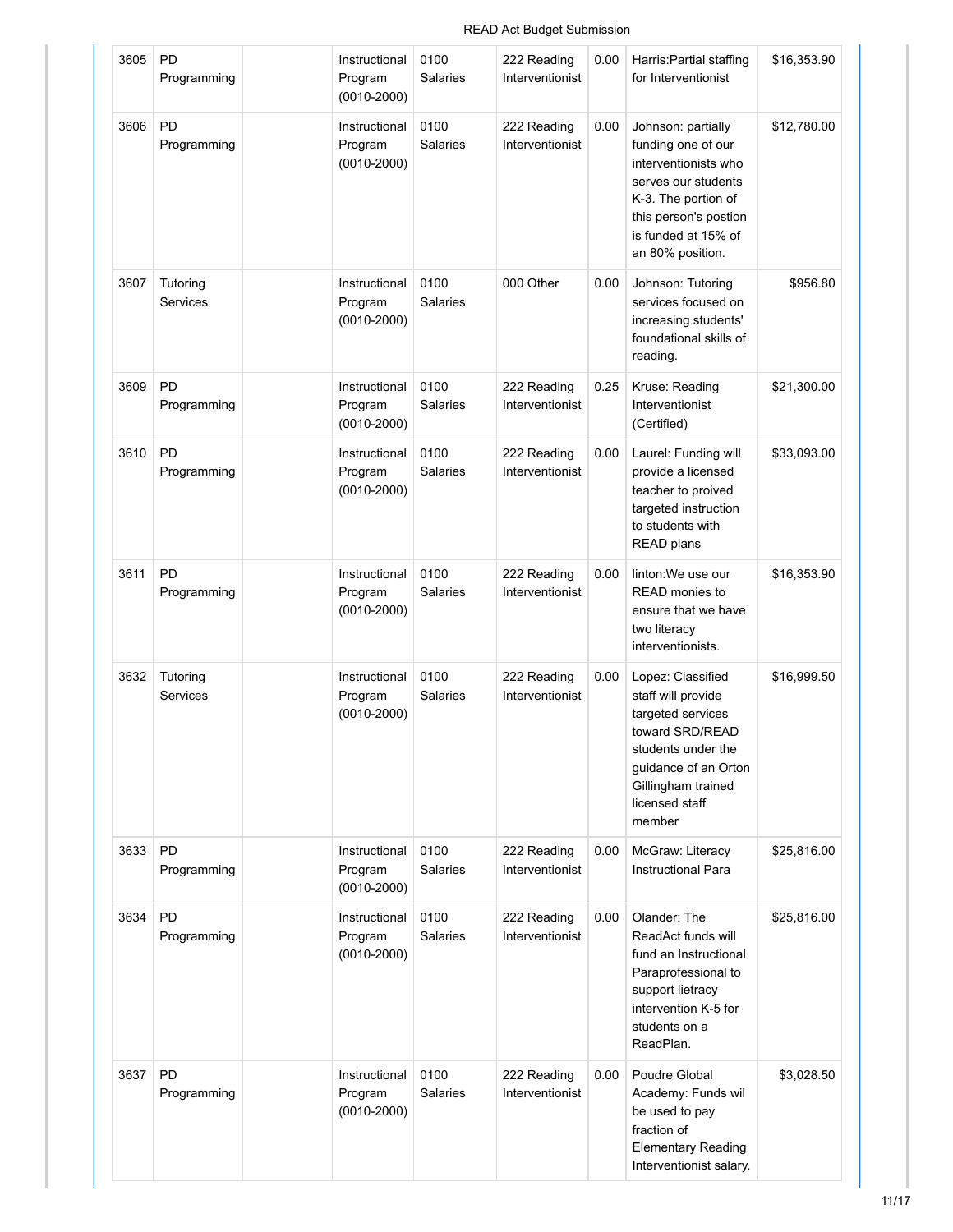| 3605 | PD Programming | | Instructional Program (0010-2000) | 0100 Salaries | 222 Reading Interventionist | 0.00 | Harris:Partial staffing for Interventionist | $16,353.90 |
|---|---|---|---|---|---|---|---|---|
| 3606 | PD Programming | | Instructional Program (0010-2000) | 0100 Salaries | 222 Reading Interventionist | 0.00 | Johnson: partially funding one of our interventionists who serves our students K-3. The portion of this person's postion is funded at 15% of an 80% position. | $12,780.00 |
| 3607 | Tutoring Services | | Instructional Program (0010-2000) | 0100 Salaries | 000 Other | 0.00 | Johnson: Tutoring services focused on increasing students' foundational skills of reading. | $956.80 |
| 3609 | PD Programming | | Instructional Program (0010-2000) | 0100 Salaries | 222 Reading Interventionist | 0.25 | Kruse: Reading Interventionist (Certified) | $21,300.00 |
| 3610 | PD Programming | | Instructional Program (0010-2000) | 0100 Salaries | 222 Reading Interventionist | 0.00 | Laurel: Funding will provide a licensed teacher to proived targeted instruction to students with READ plans | $33,093.00 |
| 3611 | PD Programming | | Instructional Program (0010-2000) | 0100 Salaries | 222 Reading Interventionist | 0.00 | linton:We use our READ monies to ensure that we have two literacy interventionists. | $16,353.90 |
| 3632 | Tutoring Services | | Instructional Program (0010-2000) | 0100 Salaries | 222 Reading Interventionist | 0.00 | Lopez: Classified staff will provide targeted services toward SRD/READ students under the guidance of an Orton Gillingham trained licensed staff member | $16,999.50 |
| 3633 | PD Programming | | Instructional Program (0010-2000) | 0100 Salaries | 222 Reading Interventionist | 0.00 | McGraw: Literacy Instructional Para | $25,816.00 |
| 3634 | PD Programming | | Instructional Program (0010-2000) | 0100 Salaries | 222 Reading Interventionist | 0.00 | Olander: The ReadAct funds will fund an Instructional Paraprofessional to support lietracy intervention K-5 for students on a ReadPlan. | $25,816.00 |
| 3637 | PD Programming | | Instructional Program (0010-2000) | 0100 Salaries | 222 Reading Interventionist | 0.00 | Poudre Global Academy: Funds wil be used to pay fraction of Elementary Reading Interventionist salary. | $3,028.50 |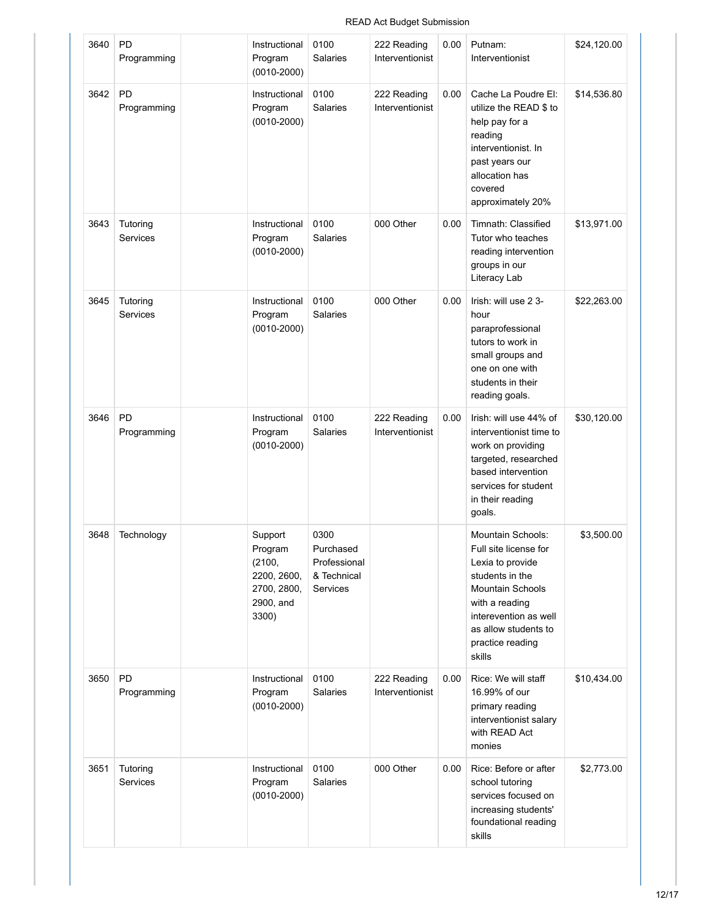| 3640 | PD Programming | | Instructional Program (0010-2000) | 0100 Salaries | 222 Reading Interventionist | 0.00 | Putnam: Interventionist | $24,120.00 |
|---|---|---|---|---|---|---|---|---|
| 3642 | PD Programming | | Instructional Program (0010-2000) | 0100 Salaries | 222 Reading Interventionist | 0.00 | Cache La Poudre El: utilize the READ $ to help pay for a reading interventionist. In past years our allocation has covered approximately 20% | $14,536.80 |
| 3643 | Tutoring Services | | Instructional Program (0010-2000) | 0100 Salaries | 000 Other | 0.00 | Timnath: Classified Tutor who teaches reading intervention groups in our Literacy Lab | $13,971.00 |
| 3645 | Tutoring Services | | Instructional Program (0010-2000) | 0100 Salaries | 000 Other | 0.00 | Irish: will use 2 3-hour paraprofessional tutors to work in small groups and one on one with students in their reading goals. | $22,263.00 |
| 3646 | PD Programming | | Instructional Program (0010-2000) | 0100 Salaries | 222 Reading Interventionist | 0.00 | Irish: will use 44% of interventionist time to work on providing targeted, researched based intervention services for student in their reading goals. | $30,120.00 |
| 3648 | Technology | | Support Program (2100, 2200, 2600, 2700, 2800, 2900, and 3300) | 0300 Purchased Professional & Technical Services | | | Mountain Schools: Full site license for Lexia to provide students in the Mountain Schools with a reading interevention as well as allow students to practice reading skills | $3,500.00 |
| 3650 | PD Programming | | Instructional Program (0010-2000) | 0100 Salaries | 222 Reading Interventionist | 0.00 | Rice: We will staff 16.99% of our primary reading interventionist salary with READ Act monies | $10,434.00 |
| 3651 | Tutoring Services | | Instructional Program (0010-2000) | 0100 Salaries | 000 Other | 0.00 | Rice: Before or after school tutoring services focused on increasing students' foundational reading skills | $2,773.00 |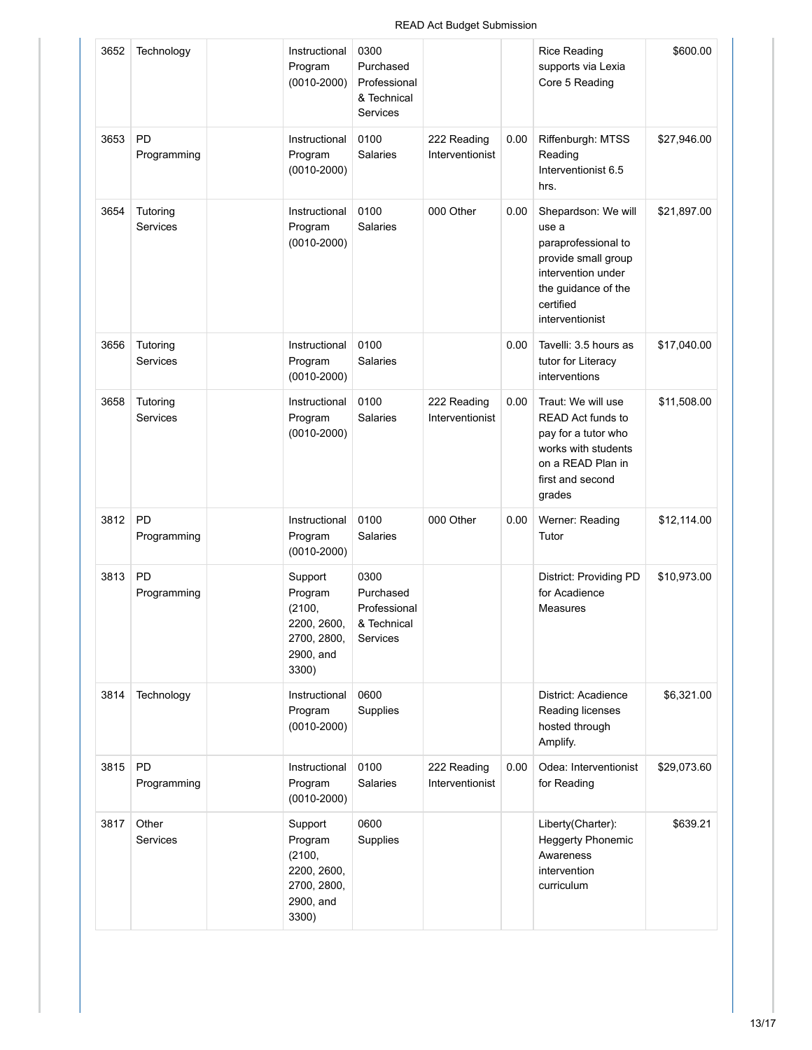| 3652 | Technology | | Instructional Program (0010-2000) | 0300 Purchased Professional & Technical Services | | | Rice Reading supports via Lexia Core 5 Reading | $600.00 |
|---|---|---|---|---|---|---|---|---|
| 3653 | PD Programming | | Instructional Program (0010-2000) | 0100 Salaries | 222 Reading Interventionist | 0.00 | Riffenburgh: MTSS Reading Interventionist 6.5 hrs. | $27,946.00 |
| 3654 | Tutoring Services | | Instructional Program (0010-2000) | 0100 Salaries | 000 Other | 0.00 | Shepardson: We will use a paraprofessional to provide small group intervention under the guidance of the certified interventionist | $21,897.00 |
| 3656 | Tutoring Services | | Instructional Program (0010-2000) | 0100 Salaries | | 0.00 | Tavelli: 3.5 hours as tutor for Literacy interventions | $17,040.00 |
| 3658 | Tutoring Services | | Instructional Program (0010-2000) | 0100 Salaries | 222 Reading Interventionist | 0.00 | Traut: We will use READ Act funds to pay for a tutor who works with students on a READ Plan in first and second grades | $11,508.00 |
| 3812 | PD Programming | | Instructional Program (0010-2000) | 0100 Salaries | 000 Other | 0.00 | Werner: Reading Tutor | $12,114.00 |
| 3813 | PD Programming | | Support Program (2100, 2200, 2600, 2700, 2800, 2900, and 3300) | 0300 Purchased Professional & Technical Services | | | District: Providing PD for Acadience Measures | $10,973.00 |
| 3814 | Technology | | Instructional Program (0010-2000) | 0600 Supplies | | | District: Acadience Reading licenses hosted through Amplify. | $6,321.00 |
| 3815 | PD Programming | | Instructional Program (0010-2000) | 0100 Salaries | 222 Reading Interventionist | 0.00 | Odea: Interventionist for Reading | $29,073.60 |
| 3817 | Other Services | | Support Program (2100, 2200, 2600, 2700, 2800, 2900, and 3300) | 0600 Supplies | | | Liberty(Charter): Heggerty Phonemic Awareness intervention curriculum | $639.21 |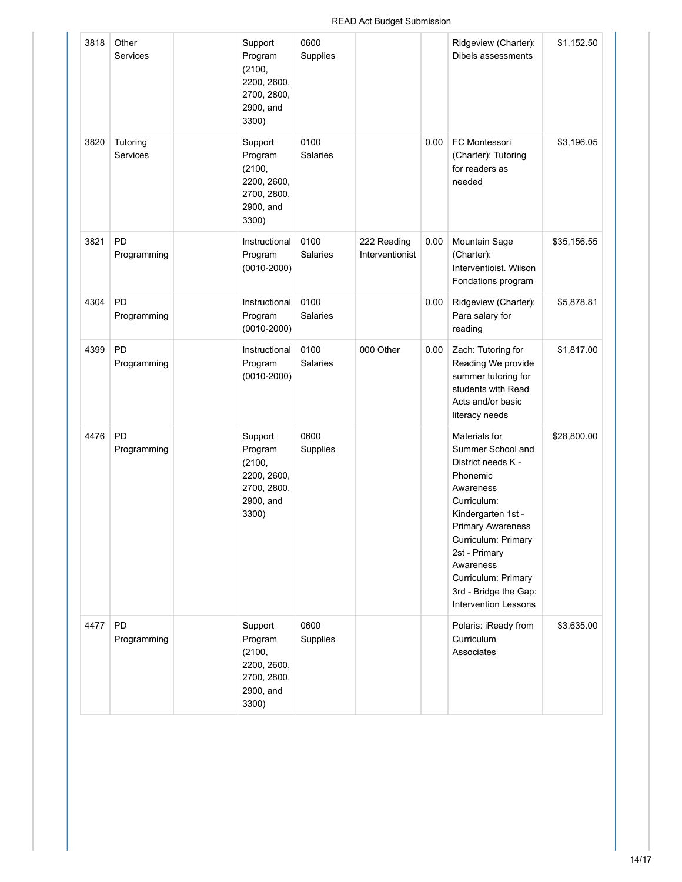| 3818 | Other Services | | Support Program (2100, 2200, 2600, 2700, 2800, 2900, and 3300) | 0600 Supplies | | | Ridgeview (Charter): Dibels assessments | $1,152.50 |
|---|---|---|---|---|---|---|---|---|
| 3820 | Tutoring Services | | Support Program (2100, 2200, 2600, 2700, 2800, 2900, and 3300) | 0100 Salaries | | 0.00 | FC Montessori (Charter): Tutoring for readers as needed | $3,196.05 |
| 3821 | PD Programming | | Instructional Program (0010-2000) | 0100 Salaries | 222 Reading Interventionist | 0.00 | Mountain Sage (Charter): Interventioist. Wilson Fondations program | $35,156.55 |
| 4304 | PD Programming | | Instructional Program (0010-2000) | 0100 Salaries | | 0.00 | Ridgeview (Charter): Para salary for reading | $5,878.81 |
| 4399 | PD Programming | | Instructional Program (0010-2000) | 0100 Salaries | 000 Other | 0.00 | Zach: Tutoring for Reading We provide summer tutoring for students with Read Acts and/or basic literacy needs | $1,817.00 |
| 4476 | PD Programming | | Support Program (2100, 2200, 2600, 2700, 2800, 2900, and 3300) | 0600 Supplies | | | Materials for Summer School and District needs K - Phonemic Awareness Curriculum: Kindergarten 1st - Primary Awareness Curriculum: Primary 2st - Primary Awareness Curriculum: Primary 3rd - Bridge the Gap: Intervention Lessons | $28,800.00 |
| 4477 | PD Programming | | Support Program (2100, 2200, 2600, 2700, 2800, 2900, and 3300) | 0600 Supplies | | | Polaris: iReady from Curriculum Associates | $3,635.00 |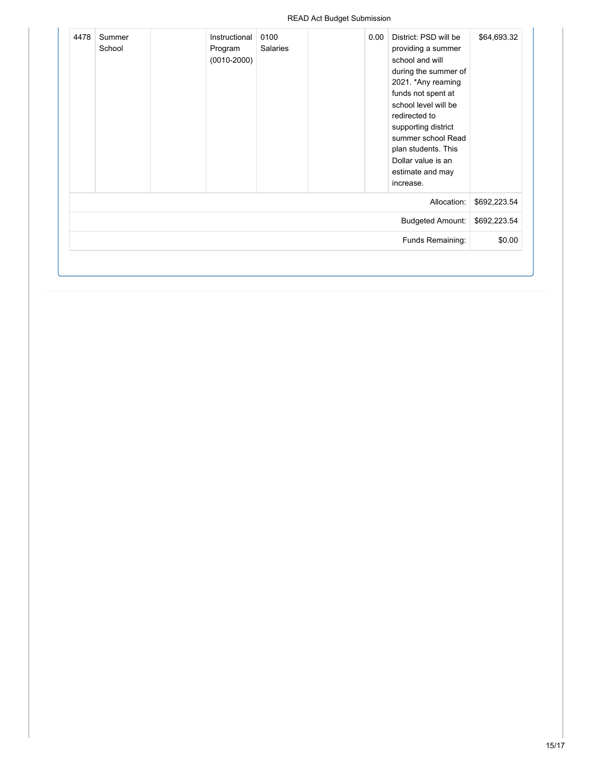| | | | | | | | | |
|---|---|---|---|---|---|---|---|---|
| 4478 | Summer School | | Instructional Program (0010-2000) | 0100 Salaries | | 0.00 | District: PSD will be providing a summer school and will during the summer of 2021. *Any reaming funds not spent at school level will be redirected to supporting district summer school Read plan students. This Dollar value is an estimate and may increase. | $64,693.32 |
| | | | | | | | Allocation: | $692,223.54 |
| | | | | | | | Budgeted Amount: | $692,223.54 |
| | | | | | | | Funds Remaining: | $0.00 |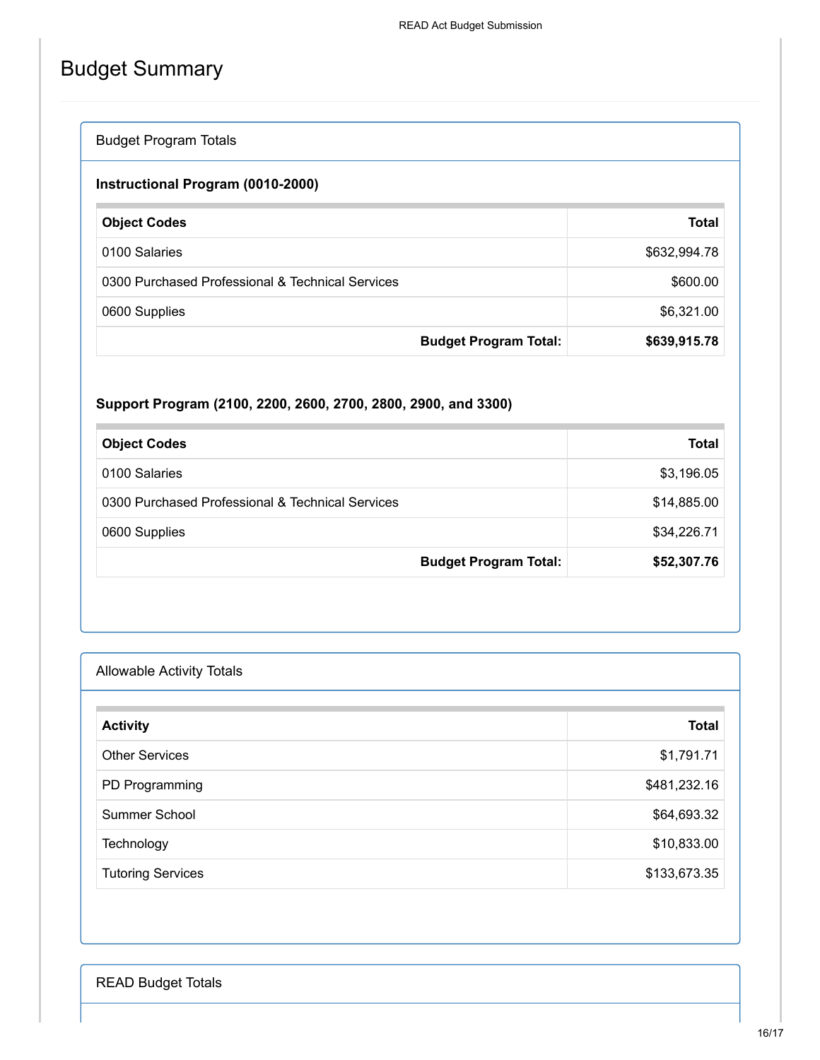# Budget Summary

## Budget Program Totals

### Instructional Program (0010-2000)

| Object Codes | Total |
| --- | --- |
| 0100 Salaries | $632,994.78 |
| 0300 Purchased Professional & Technical Services | $600.00 |
| 0600 Supplies | $6,321.00 |
| **Budget Program Total:** | **$639,915.78** |

### Support Program (2100, 2200, 2600, 2700, 2800, 2900, and 3300)

| Object Codes | Total |
| --- | --- |
| 0100 Salaries | $3,196.05 |
| 0300 Purchased Professional & Technical Services | $14,885.00 |
| 0600 Supplies | $34,226.71 |
| **Budget Program Total:** | **$52,307.76** |

## Allowable Activity Totals

| Activity | Total |
| --- | --- |
| Other Services | $1,791.71 |
| PD Programming | $481,232.16 |
| Summer School | $64,693.32 |
| Technology | $10,833.00 |
| Tutoring Services | $133,673.35 |

## READ Budget Totals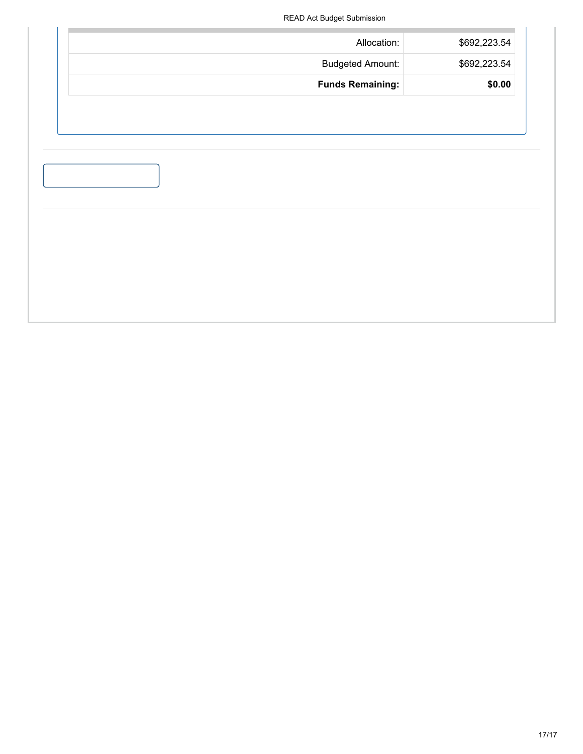| | |
|---|---|
| Allocation: | $692,223.54 |
| Budgeted Amount: | $692,223.54 |
| **Funds Remaining:** | **$0.00** |